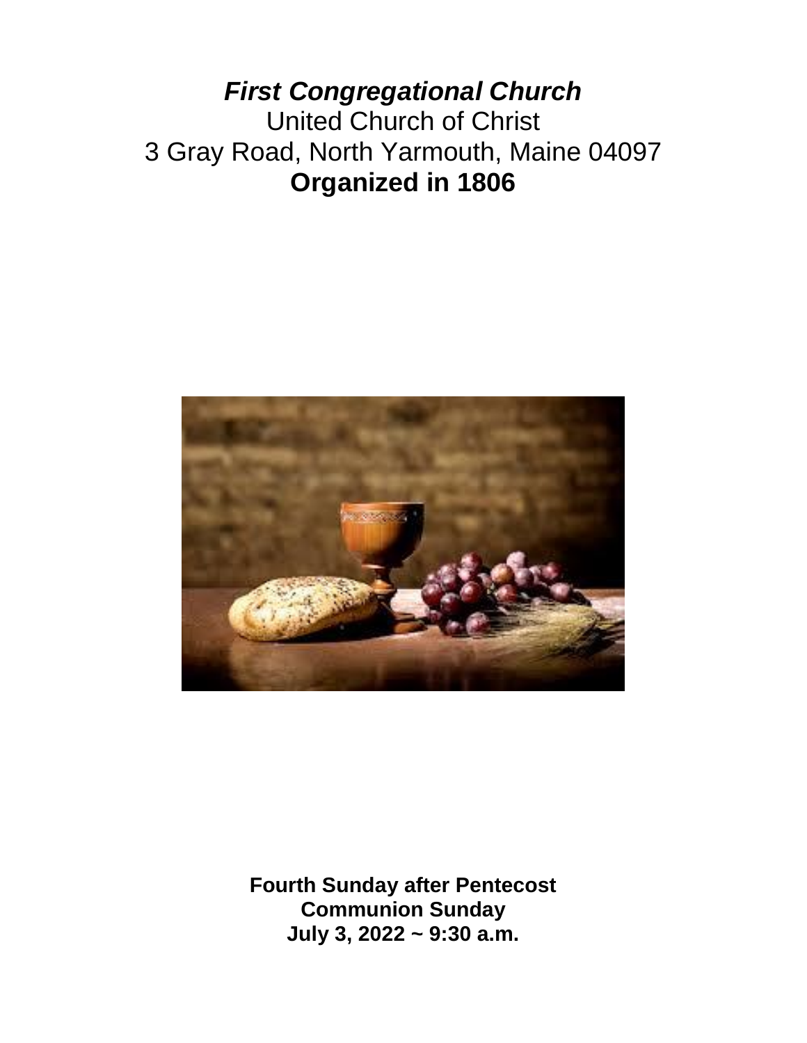# *First Congregational Church*

United Church of Christ

3 Gray Road, North Yarmouth, Maine 04097

**Organized in 1806**

**Fourth Sunday after Pentecost**

**Communion Sunday**

**July 3, 2022 ~ 9:30 a.m.**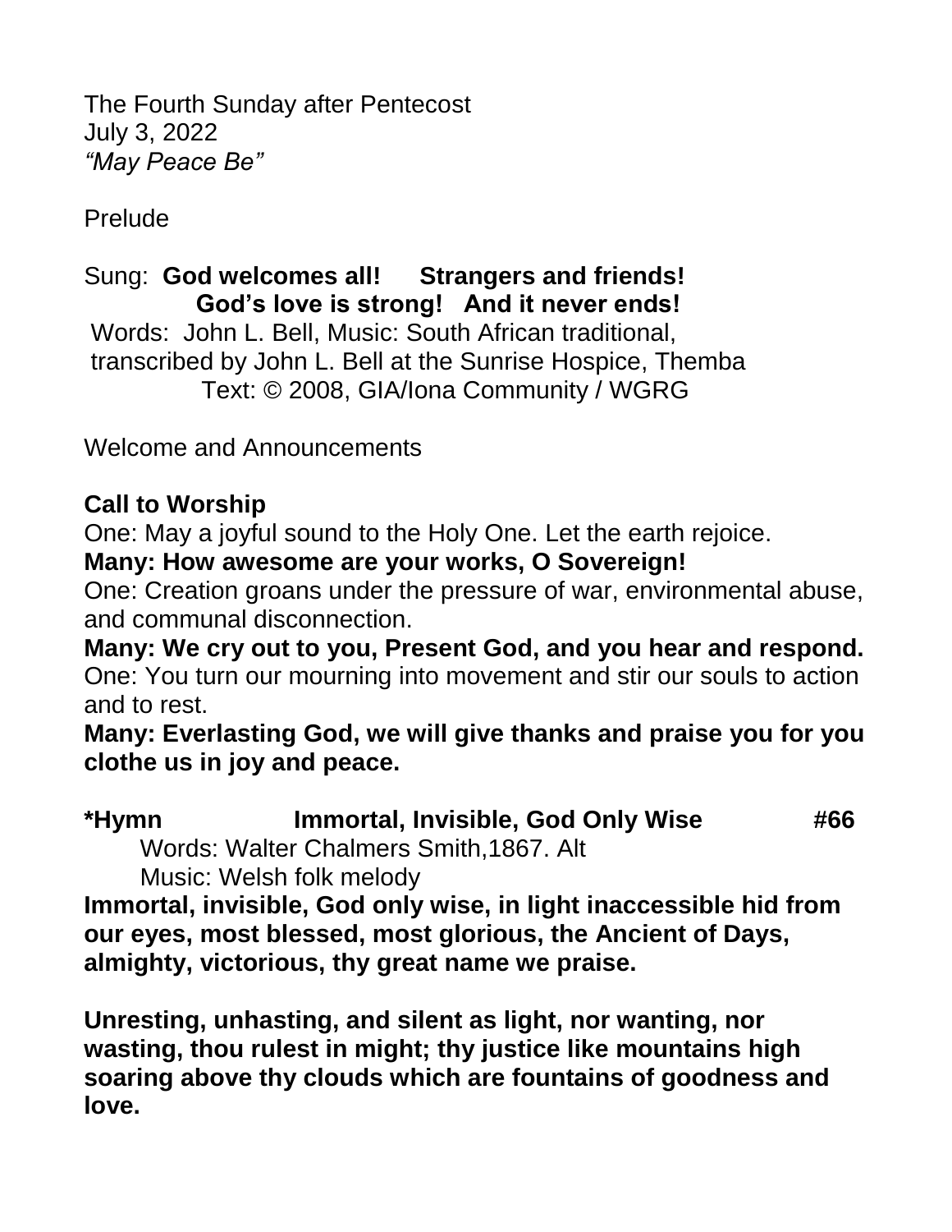The Fourth Sunday after Pentecost
July 3, 2022
*"May Peace Be"*

Prelude

Sung: **God welcomes all! Strangers and friends!**
**God's love is strong! And it never ends!**
Words: John L. Bell, Music: South African traditional, transcribed by John L. Bell at the Sunrise Hospice, Themba
Text: © 2008, GIA/Iona Community / WGRG

Welcome and Announcements

**Call to Worship**

One: May a joyful sound to the Holy One. Let the earth rejoice.
**Many: How awesome are your works, O Sovereign!**
One: Creation groans under the pressure of war, environmental abuse, and communal disconnection.
**Many: We cry out to you, Present God, and you hear and respond.**
One: You turn our mourning into movement and stir our souls to action and to rest.
**Many: Everlasting God, we will give thanks and praise you for you clothe us in joy and peace.**

**\*Hymn Immortal, Invisible, God Only Wise #66**

Words: Walter Chalmers Smith,1867. Alt
Music: Welsh folk melody

**Immortal, invisible, God only wise, in light inaccessible hid from our eyes, most blessed, most glorious, the Ancient of Days, almighty, victorious, thy great name we praise.**

**Unresting, unhasting, and silent as light, nor wanting, nor wasting, thou rulest in might; thy justice like mountains high soaring above thy clouds which are fountains of goodness and love.**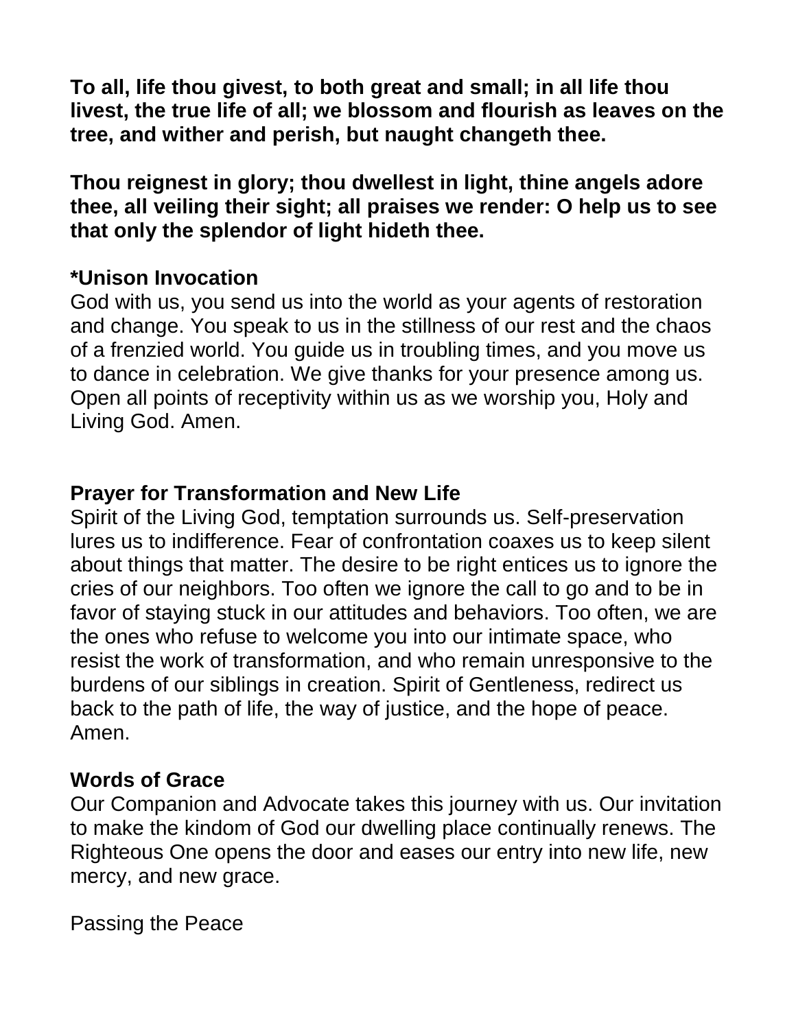**To all, life thou givest, to both great and small; in all life thou livest, the true life of all; we blossom and flourish as leaves on the tree, and wither and perish, but naught changeth thee.**

**Thou reignest in glory; thou dwellest in light, thine angels adore thee, all veiling their sight; all praises we render: O help us to see that only the splendor of light hideth thee.**

**\*Unison Invocation**

God with us, you send us into the world as your agents of restoration and change. You speak to us in the stillness of our rest and the chaos of a frenzied world. You guide us in troubling times, and you move us to dance in celebration. We give thanks for your presence among us. Open all points of receptivity within us as we worship you, Holy and Living God. Amen.

**Prayer for Transformation and New Life**

Spirit of the Living God, temptation surrounds us. Self-preservation lures us to indifference. Fear of confrontation coaxes us to keep silent about things that matter. The desire to be right entices us to ignore the cries of our neighbors. Too often we ignore the call to go and to be in favor of staying stuck in our attitudes and behaviors. Too often, we are the ones who refuse to welcome you into our intimate space, who resist the work of transformation, and who remain unresponsive to the burdens of our siblings in creation. Spirit of Gentleness, redirect us back to the path of life, the way of justice, and the hope of peace. Amen.

**Words of Grace**

Our Companion and Advocate takes this journey with us. Our invitation to make the kindom of God our dwelling place continually renews. The Righteous One opens the door and eases our entry into new life, new mercy, and new grace.

Passing the Peace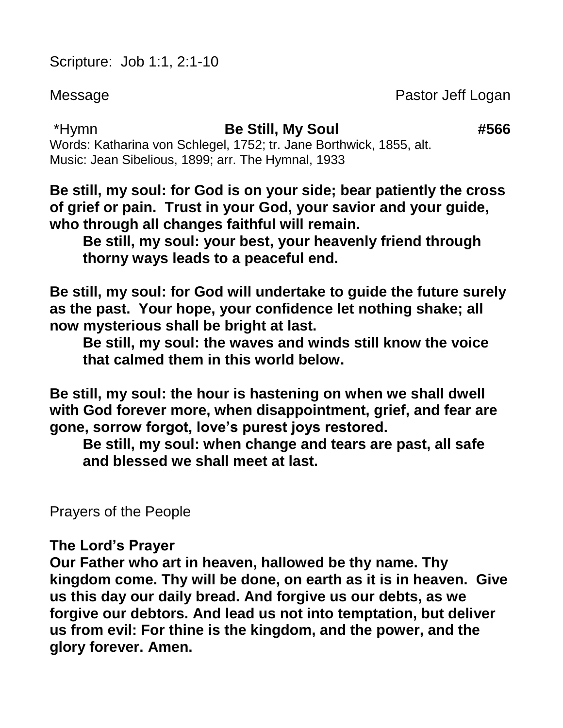Scripture: Job 1:1, 2:1-10

Message Pastor Jeff Logan

*Hymn **Be Still, My Soul** **#566**

Words: Katharina von Schlegel, 1752; tr. Jane Borthwick, 1855, alt.
Music: Jean Sibelious, 1899; arr. The Hymnal, 1933

**Be still, my soul: for God is on your side; bear patiently the cross of grief or pain. Trust in your God, your savior and your guide, who through all changes faithful will remain.**

> **Be still, my soul: your best, your heavenly friend through thorny ways leads to a peaceful end.**

**Be still, my soul: for God will undertake to guide the future surely as the past. Your hope, your confidence let nothing shake; all now mysterious shall be bright at last.**

> **Be still, my soul: the waves and winds still know the voice that calmed them in this world below.**

**Be still, my soul: the hour is hastening on when we shall dwell with God forever more, when disappointment, grief, and fear are gone, sorrow forgot, love's purest joys restored.**

> **Be still, my soul: when change and tears are past, all safe and blessed we shall meet at last.**

Prayers of the People

**The Lord's Prayer**

**Our Father who art in heaven, hallowed be thy name. Thy kingdom come. Thy will be done, on earth as it is in heaven. Give us this day our daily bread. And forgive us our debts, as we forgive our debtors. And lead us not into temptation, but deliver us from evil: For thine is the kingdom, and the power, and the glory forever. Amen.**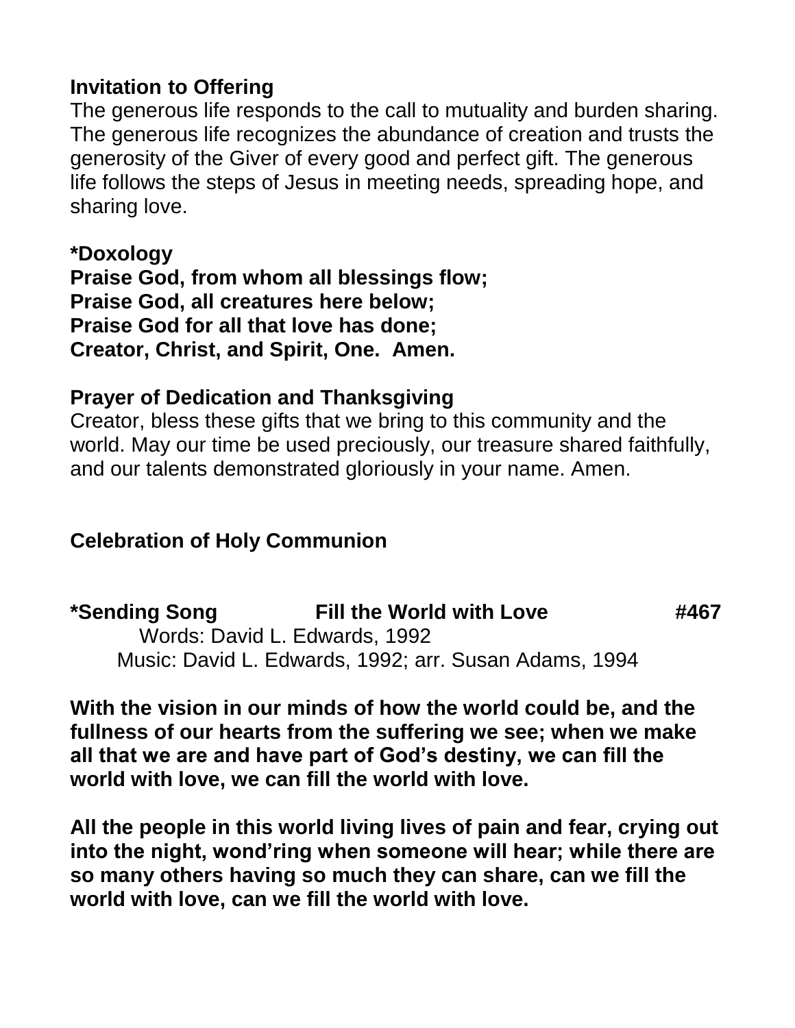**Invitation to Offering**

The generous life responds to the call to mutuality and burden sharing. The generous life recognizes the abundance of creation and trusts the generosity of the Giver of every good and perfect gift. The generous life follows the steps of Jesus in meeting needs, spreading hope, and sharing love.

**\*Doxology**

**Praise God, from whom all blessings flow;**
**Praise God, all creatures here below;**
**Praise God for all that love has done;**
**Creator, Christ, and Spirit, One. Amen.**

**Prayer of Dedication and Thanksgiving**

Creator, bless these gifts that we bring to this community and the world. May our time be used preciously, our treasure shared faithfully, and our talents demonstrated gloriously in your name. Amen.

**Celebration of Holy Communion**

**\*Sending Song** **Fill the World with Love** **#467**

Words: David L. Edwards, 1992
Music: David L. Edwards, 1992; arr. Susan Adams, 1994

**With the vision in our minds of how the world could be, and the fullness of our hearts from the suffering we see; when we make all that we are and have part of God's destiny, we can fill the world with love, we can fill the world with love.**

**All the people in this world living lives of pain and fear, crying out into the night, wond'ring when someone will hear; while there are so many others having so much they can share, can we fill the world with love, can we fill the world with love.**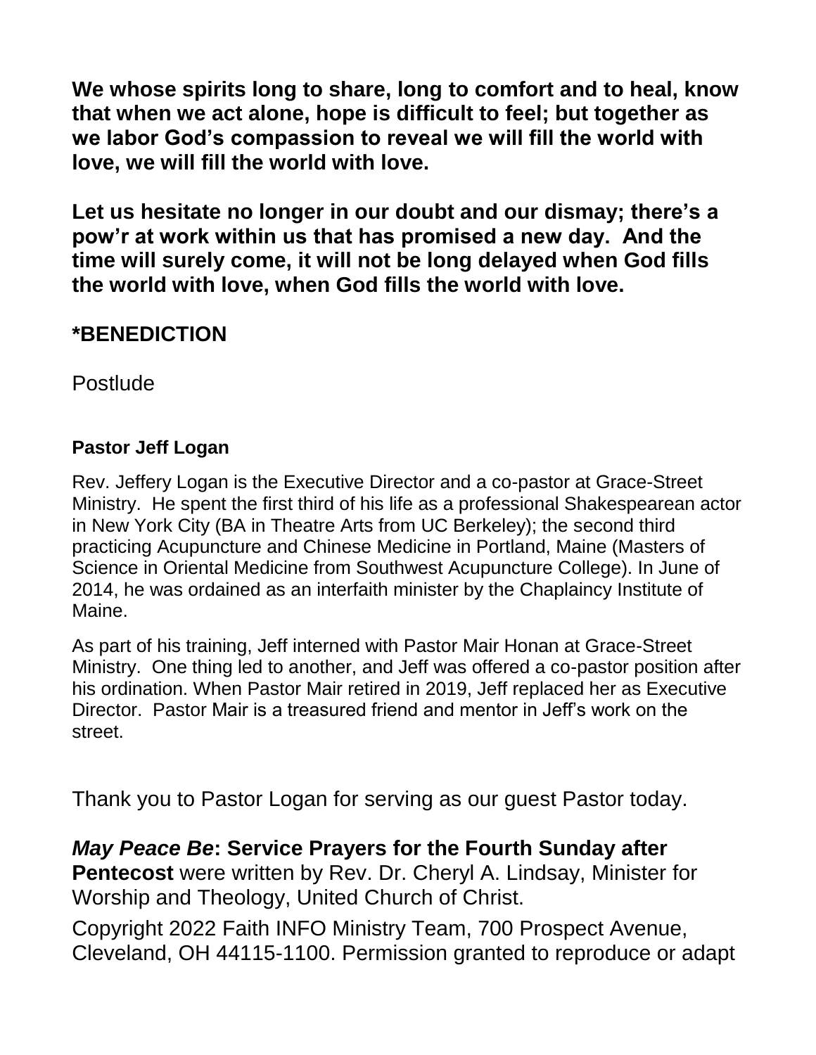**We whose spirits long to share, long to comfort and to heal, know that when we act alone, hope is difficult to feel; but together as we labor God's compassion to reveal we will fill the world with love, we will fill the world with love.**

**Let us hesitate no longer in our doubt and our dismay; there's a pow'r at work within us that has promised a new day. And the time will surely come, it will not be long delayed when God fills the world with love, when God fills the world with love.**

## *BENEDICTION

Postlude

### Pastor Jeff Logan

Rev. Jeffery Logan is the Executive Director and a co-pastor at Grace-Street Ministry. He spent the first third of his life as a professional Shakespearean actor in New York City (BA in Theatre Arts from UC Berkeley); the second third practicing Acupuncture and Chinese Medicine in Portland, Maine (Masters of Science in Oriental Medicine from Southwest Acupuncture College). In June of 2014, he was ordained as an interfaith minister by the Chaplaincy Institute of Maine.

As part of his training, Jeff interned with Pastor Mair Honan at Grace-Street Ministry. One thing led to another, and Jeff was offered a co-pastor position after his ordination. When Pastor Mair retired in 2019, Jeff replaced her as Executive Director. Pastor Mair is a treasured friend and mentor in Jeff's work on the street.

Thank you to Pastor Logan for serving as our guest Pastor today.

***May Peace Be*: Service Prayers for the Fourth Sunday after Pentecost** were written by Rev. Dr. Cheryl A. Lindsay, Minister for Worship and Theology, United Church of Christ.

Copyright 2022 Faith INFO Ministry Team, 700 Prospect Avenue, Cleveland, OH 44115-1100. Permission granted to reproduce or adapt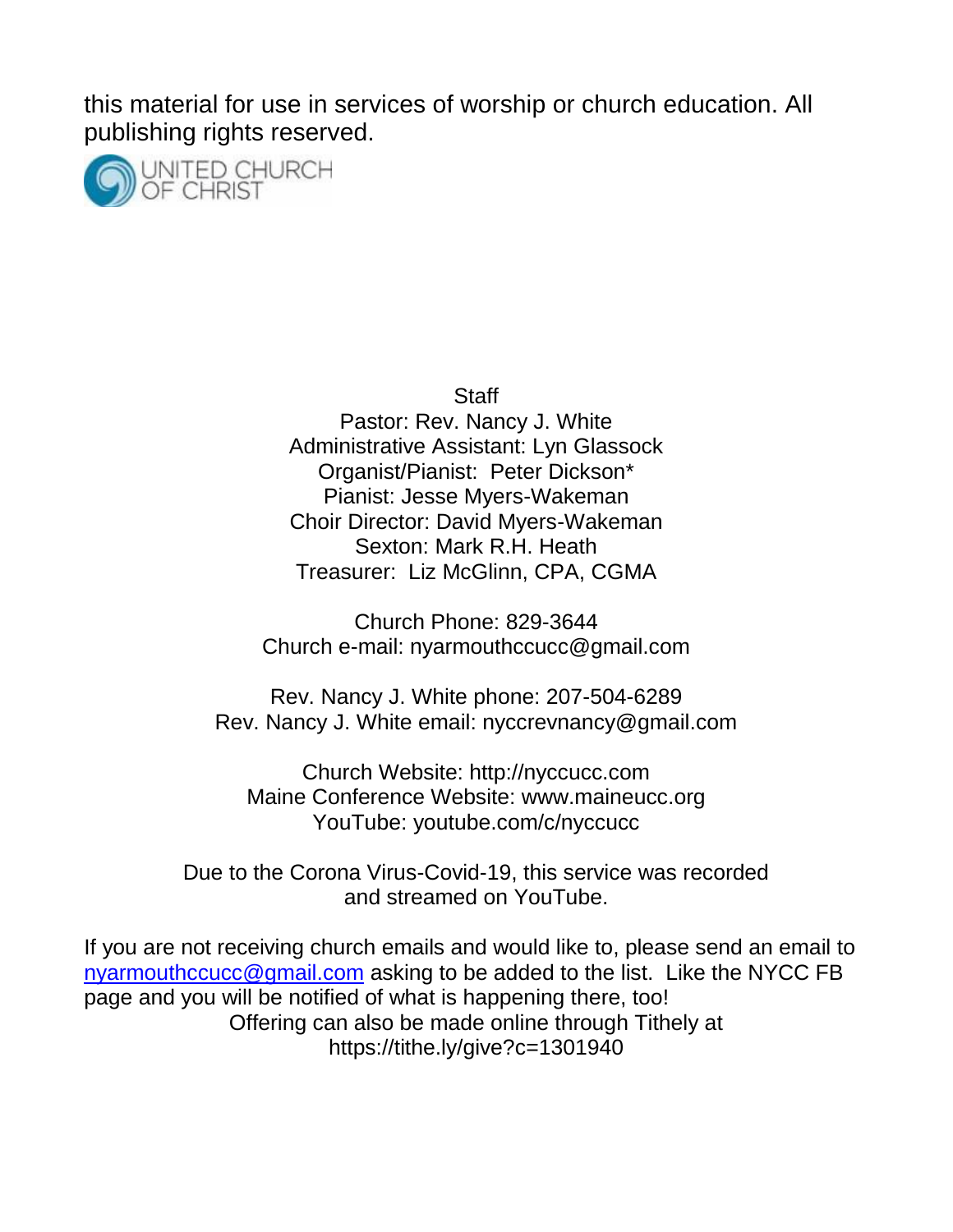this material for use in services of worship or church education. All publishing rights reserved.

UNITED CHURCH OF CHRIST

Staff
Pastor: Rev. Nancy J. White
Administrative Assistant: Lyn Glassock
Organist/Pianist: Peter Dickson*
Pianist: Jesse Myers-Wakeman
Choir Director: David Myers-Wakeman
Sexton: Mark R.H. Heath
Treasurer: Liz McGlinn, CPA, CGMA

Church Phone: 829-3644
Church e-mail: nyarmouthccucc@gmail.com

Rev. Nancy J. White phone: 207-504-6289
Rev. Nancy J. White email: nyccrevnancy@gmail.com

Church Website: http://nyccucc.com
Maine Conference Website: www.maineucc.org
YouTube: youtube.com/c/nyccucc

Due to the Corona Virus-Covid-19, this service was recorded and streamed on YouTube.

If you are not receiving church emails and would like to, please send an email to nyarmouthccucc@gmail.com asking to be added to the list. Like the NYCC FB page and you will be notified of what is happening there, too!
Offering can also be made online through Tithely at https://tithe.ly/give?c=1301940